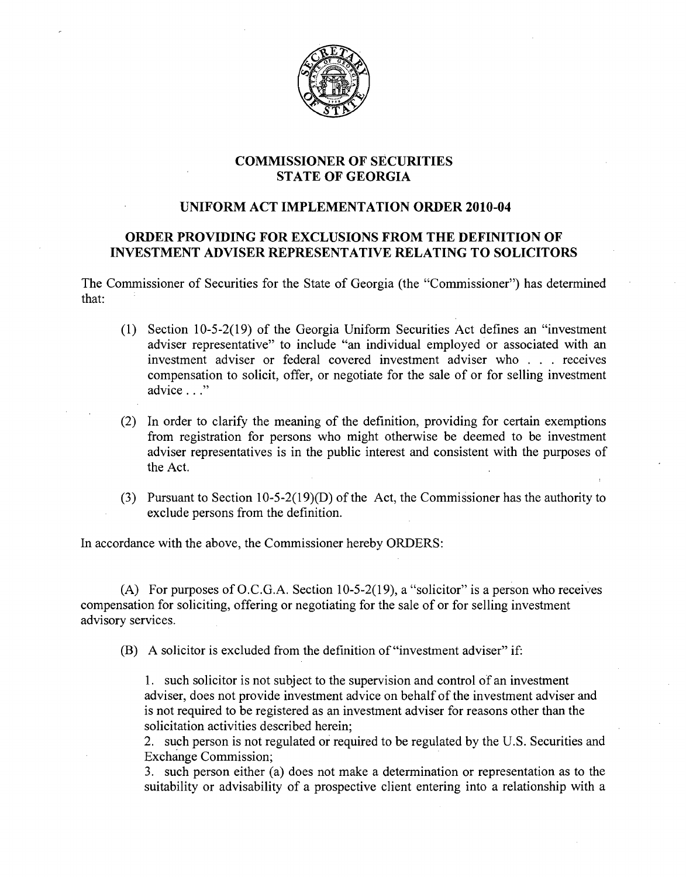# COMMISSIONER OF SECURITIES
# STATE OF GEORGIA

## UNIFORM ACT IMPLEMENTATION ORDER 2010-04

## ORDER PROVIDING FOR EXCLUSIONS FROM THE DEFINITION OF INVESTMENT ADVISER REPRESENTATIVE RELATING TO SOLICITORS

The Commissioner of Securities for the State of Georgia (the "Commissioner") has determined that:

(1) Section 10-5-2(19) of the Georgia Uniform Securities Act defines an "investment adviser representative" to include "an individual employed or associated with an investment adviser or federal covered investment adviser who . . . receives compensation to solicit, offer, or negotiate for the sale of or for selling investment advice . . ."

(2) In order to clarify the meaning of the definition, providing for certain exemptions from registration for persons who might otherwise be deemed to be investment adviser representatives is in the public interest and consistent with the purposes of the Act.

(3) Pursuant to Section 10-5-2(19)(D) of the Act, the Commissioner has the authority to exclude persons from the definition.

In accordance with the above, the Commissioner hereby ORDERS:

(A) For purposes of O.C.G.A. Section 10-5-2(19), a "solicitor" is a person who receives compensation for soliciting, offering or negotiating for the sale of or for selling investment advisory services.

(B) A solicitor is excluded from the definition of "investment adviser" if:

1. such solicitor is not subject to the supervision and control of an investment adviser, does not provide investment advice on behalf of the investment adviser and is not required to be registered as an investment adviser for reasons other than the solicitation activities described herein;
2. such person is not regulated or required to be regulated by the U.S. Securities and Exchange Commission;
3. such person either (a) does not make a determination or representation as to the suitability or advisability of a prospective client entering into a relationship with a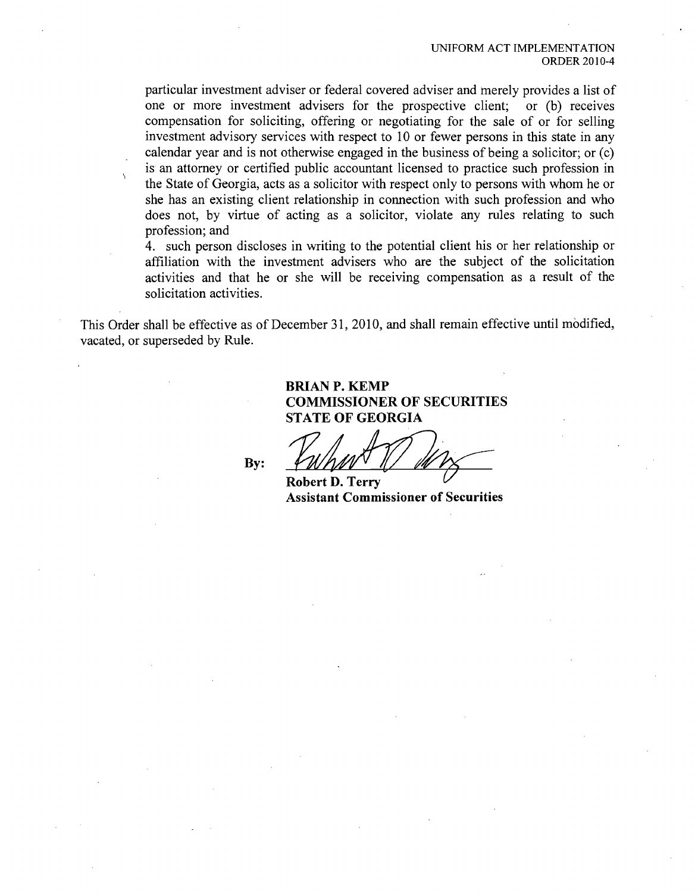particular investment adviser or federal covered adviser and merely provides a list of one or more investment advisers for the prospective client; or (b) receives compensation for soliciting, offering or negotiating for the sale of or for selling investment advisory services with respect to 10 or fewer persons in this state in any calendar year and is not otherwise engaged in the business of being a solicitor; or (c) is an attorney or certified public accountant licensed to practice such profession in the State of Georgia, acts as a solicitor with respect only to persons with whom he or she has an existing client relationship in connection with such profession and who does not, by virtue of acting as a solicitor, violate any rules relating to such profession; and

4. such person discloses in writing to the potential client his or her relationship or affiliation with the investment advisers who are the subject of the solicitation activities and that he or she will be receiving compensation as a result of the solicitation activities.

This Order shall be effective as of December 31, 2010, and shall remain effective until modified, vacated, or superseded by Rule.

**BRIAN P. KEMP**
**COMMISSIONER OF SECURITIES**
**STATE OF GEORGIA**

**By:**

**Robert D. Terry**
**Assistant Commissioner of Securities**